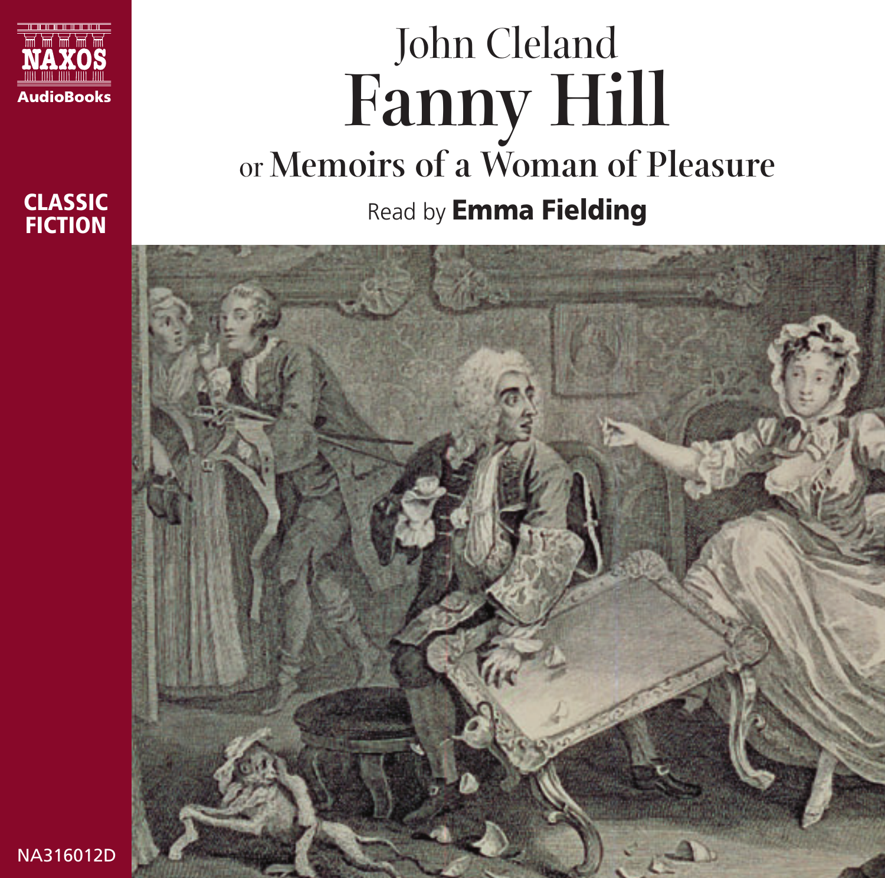NAXOS AudioBooks

CLASSIC FICTION

# John Cleland
# Fanny Hill
## or Memoirs of a Woman of Pleasure

Read by **Emma Fielding**

NA316012D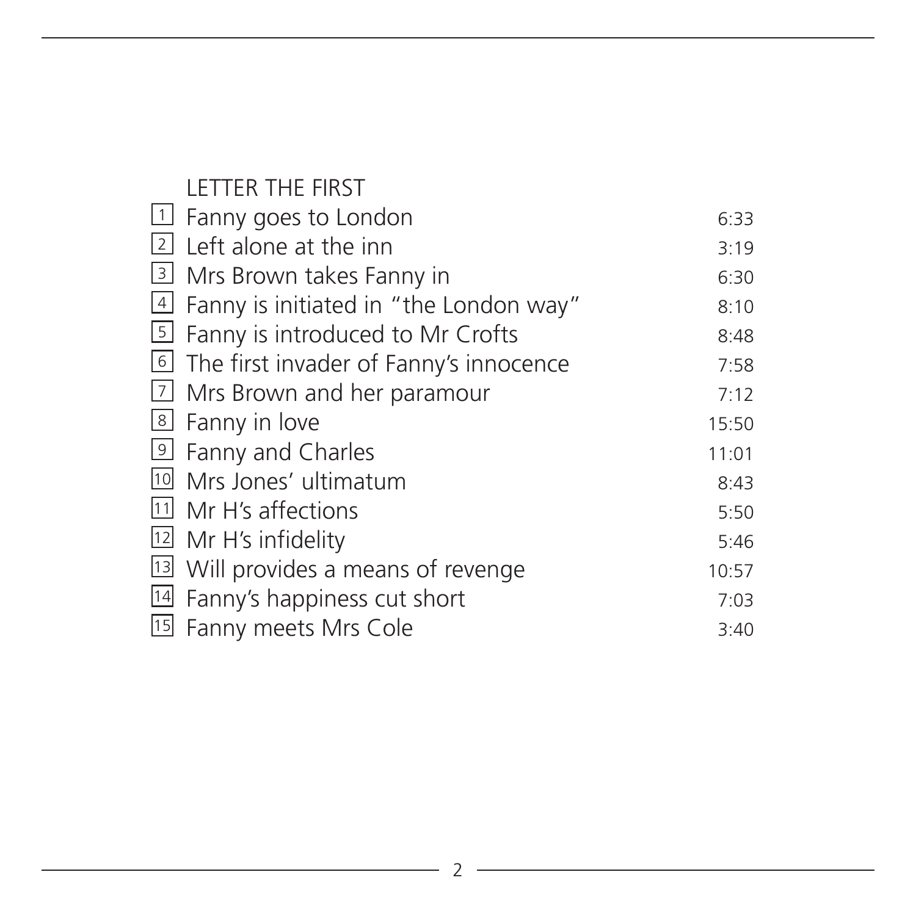## LETTER THE FIRST

| | | |
|---|---|---|
| 1 | Fanny goes to London | 6:33 |
| 2 | Left alone at the inn | 3:19 |
| 3 | Mrs Brown takes Fanny in | 6:30 |
| 4 | Fanny is initiated in "the London way" | 8:10 |
| 5 | Fanny is introduced to Mr Crofts | 8:48 |
| 6 | The first invader of Fanny's innocence | 7:58 |
| 7 | Mrs Brown and her paramour | 7:12 |
| 8 | Fanny in love | 15:50 |
| 9 | Fanny and Charles | 11:01 |
| 10 | Mrs Jones' ultimatum | 8:43 |
| 11 | Mr H's affections | 5:50 |
| 12 | Mr H's infidelity | 5:46 |
| 13 | Will provides a means of revenge | 10:57 |
| 14 | Fanny's happiness cut short | 7:03 |
| 15 | Fanny meets Mrs Cole | 3:40 |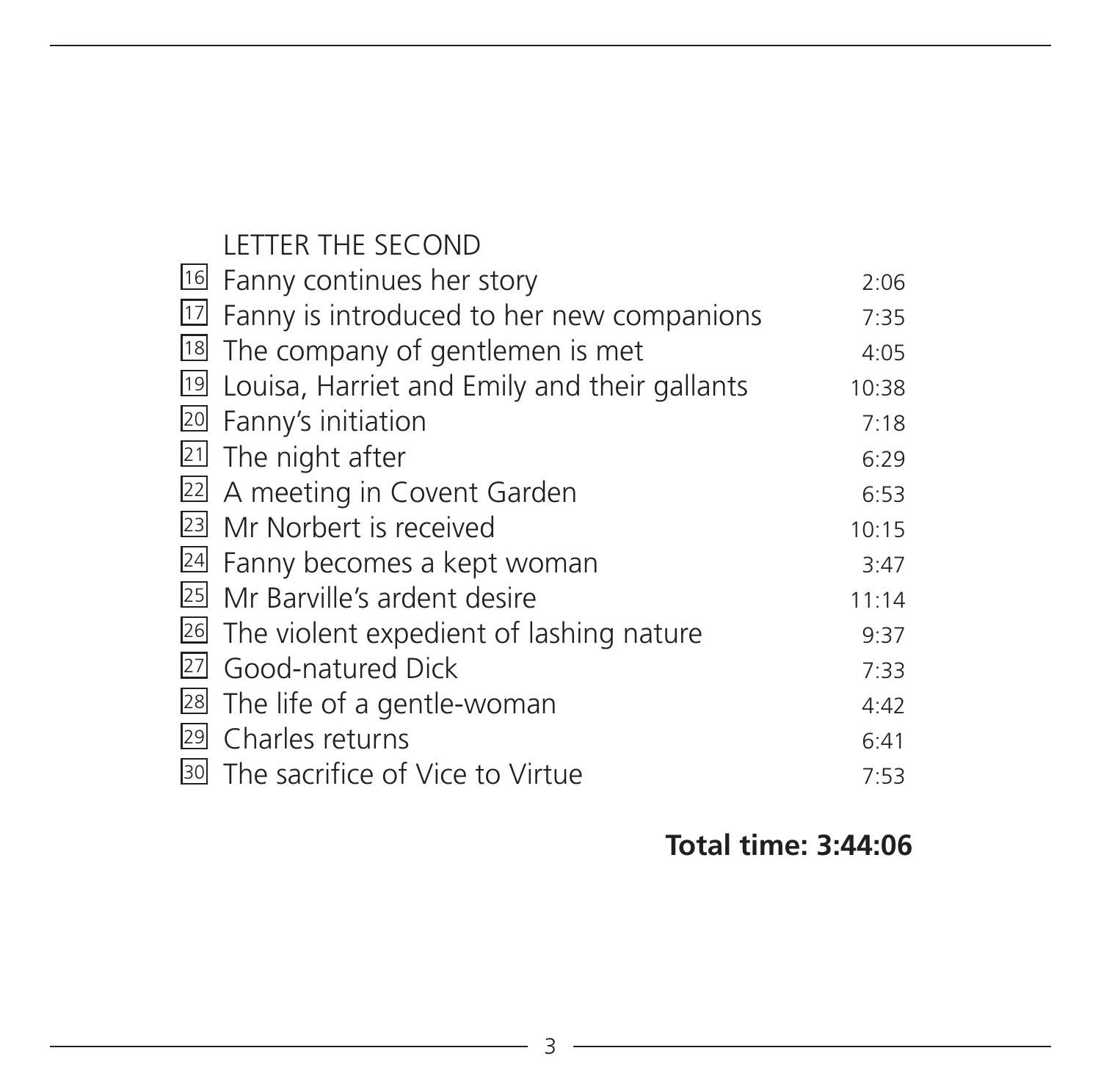LETTER THE SECOND

| | | |
|---|---|---|
| 16 | Fanny continues her story | 2:06 |
| 17 | Fanny is introduced to her new companions | 7:35 |
| 18 | The company of gentlemen is met | 4:05 |
| 19 | Louisa, Harriet and Emily and their gallants | 10:38 |
| 20 | Fanny's initiation | 7:18 |
| 21 | The night after | 6:29 |
| 22 | A meeting in Covent Garden | 6:53 |
| 23 | Mr Norbert is received | 10:15 |
| 24 | Fanny becomes a kept woman | 3:47 |
| 25 | Mr Barville's ardent desire | 11:14 |
| 26 | The violent expedient of lashing nature | 9:37 |
| 27 | Good-natured Dick | 7:33 |
| 28 | The life of a gentle-woman | 4:42 |
| 29 | Charles returns | 6:41 |
| 30 | The sacrifice of Vice to Virtue | 7:53 |

**Total time: 3:44:06**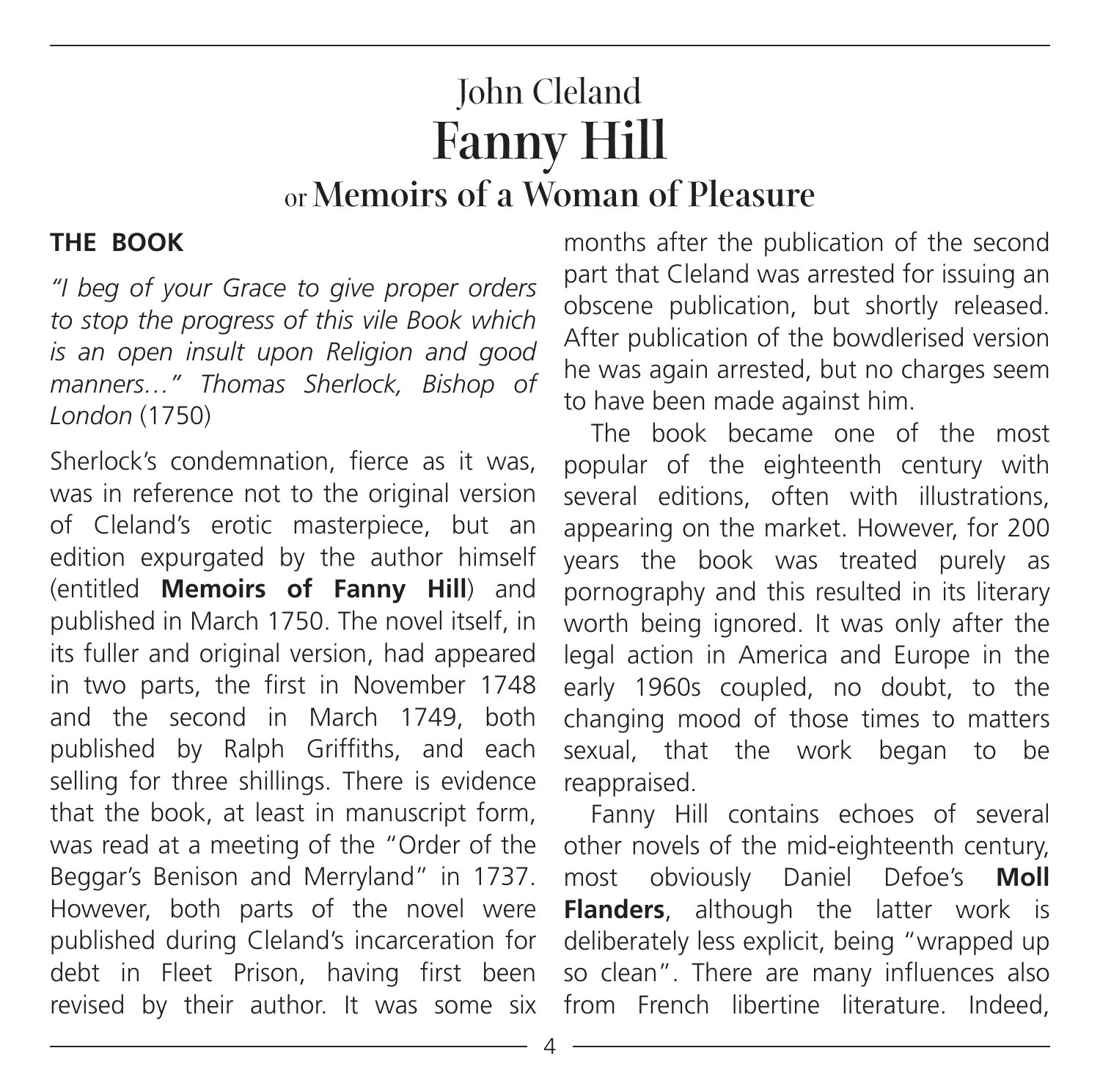# John Cleland
# Fanny Hill
## or Memoirs of a Woman of Pleasure

### THE BOOK

*"I beg of your Grace to give proper orders to stop the progress of this vile Book which is an open insult upon Religion and good manners…" Thomas Sherlock, Bishop of London* (1750)

Sherlock's condemnation, fierce as it was, was in reference not to the original version of Cleland's erotic masterpiece, but an edition expurgated by the author himself (entitled **Memoirs of Fanny Hill**) and published in March 1750. The novel itself, in its fuller and original version, had appeared in two parts, the first in November 1748 and the second in March 1749, both published by Ralph Griffiths, and each selling for three shillings. There is evidence that the book, at least in manuscript form, was read at a meeting of the "Order of the Beggar's Benison and Merryland" in 1737. However, both parts of the novel were published during Cleland's incarceration for debt in Fleet Prison, having first been revised by their author. It was some six months after the publication of the second part that Cleland was arrested for issuing an obscene publication, but shortly released. After publication of the bowdlerised version he was again arrested, but no charges seem to have been made against him.

The book became one of the most popular of the eighteenth century with several editions, often with illustrations, appearing on the market. However, for 200 years the book was treated purely as pornography and this resulted in its literary worth being ignored. It was only after the legal action in America and Europe in the early 1960s coupled, no doubt, to the changing mood of those times to matters sexual, that the work began to be reappraised.

Fanny Hill contains echoes of several other novels of the mid-eighteenth century, most obviously Daniel Defoe's **Moll Flanders**, although the latter work is deliberately less explicit, being "wrapped up so clean". There are many influences also from French libertine literature. Indeed,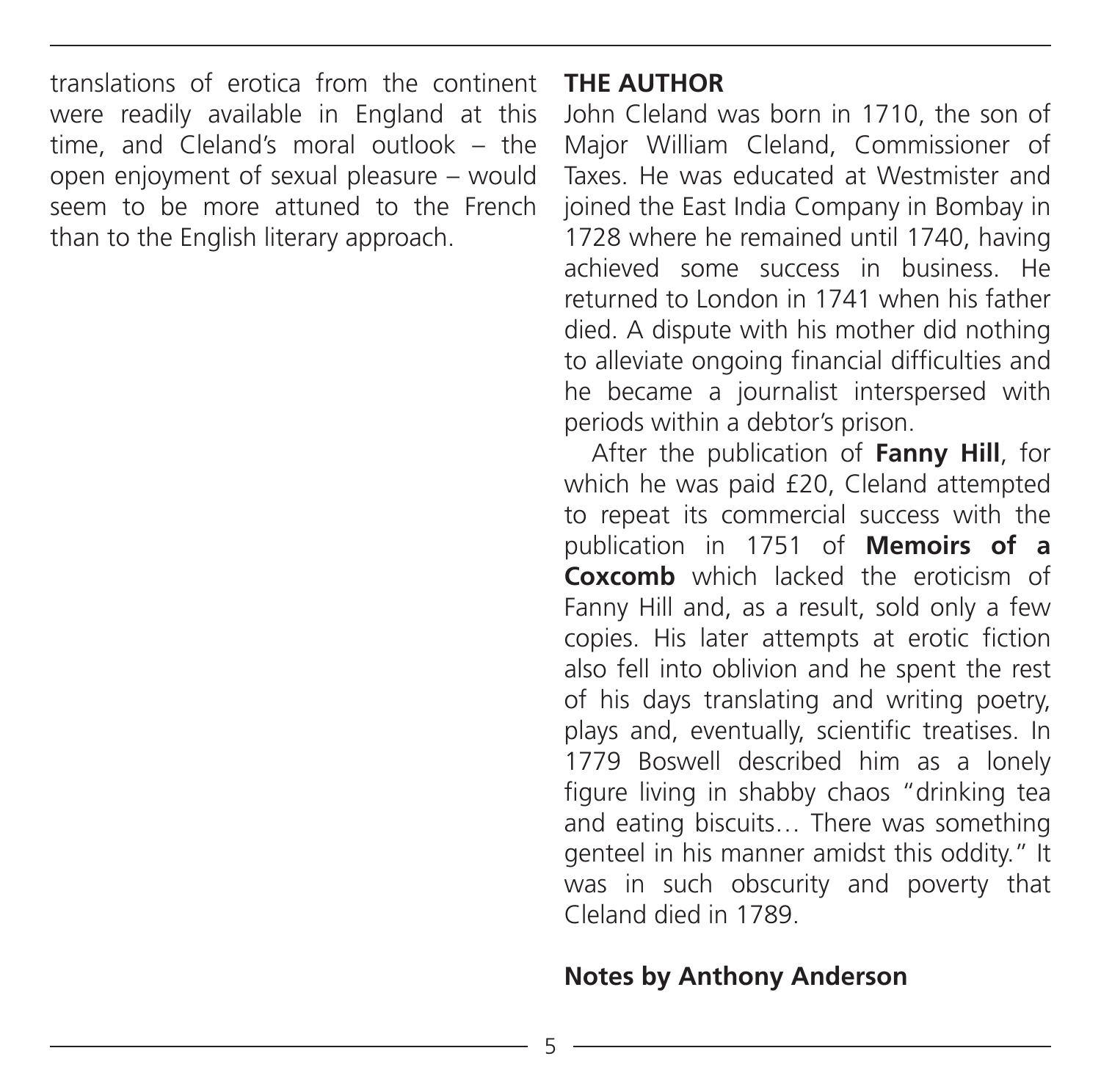translations of erotica from the continent were readily available in England at this time, and Cleland's moral outlook – the open enjoyment of sexual pleasure – would seem to be more attuned to the French than to the English literary approach.

**THE AUTHOR**

John Cleland was born in 1710, the son of Major William Cleland, Commissioner of Taxes. He was educated at Westmister and joined the East India Company in Bombay in 1728 where he remained until 1740, having achieved some success in business. He returned to London in 1741 when his father died. A dispute with his mother did nothing to alleviate ongoing financial difficulties and he became a journalist interspersed with periods within a debtor's prison.

After the publication of **Fanny Hill**, for which he was paid £20, Cleland attempted to repeat its commercial success with the publication in 1751 of **Memoirs of a Coxcomb** which lacked the eroticism of Fanny Hill and, as a result, sold only a few copies. His later attempts at erotic fiction also fell into oblivion and he spent the rest of his days translating and writing poetry, plays and, eventually, scientific treatises. In 1779 Boswell described him as a lonely figure living in shabby chaos "drinking tea and eating biscuits… There was something genteel in his manner amidst this oddity." It was in such obscurity and poverty that Cleland died in 1789.

**Notes by Anthony Anderson**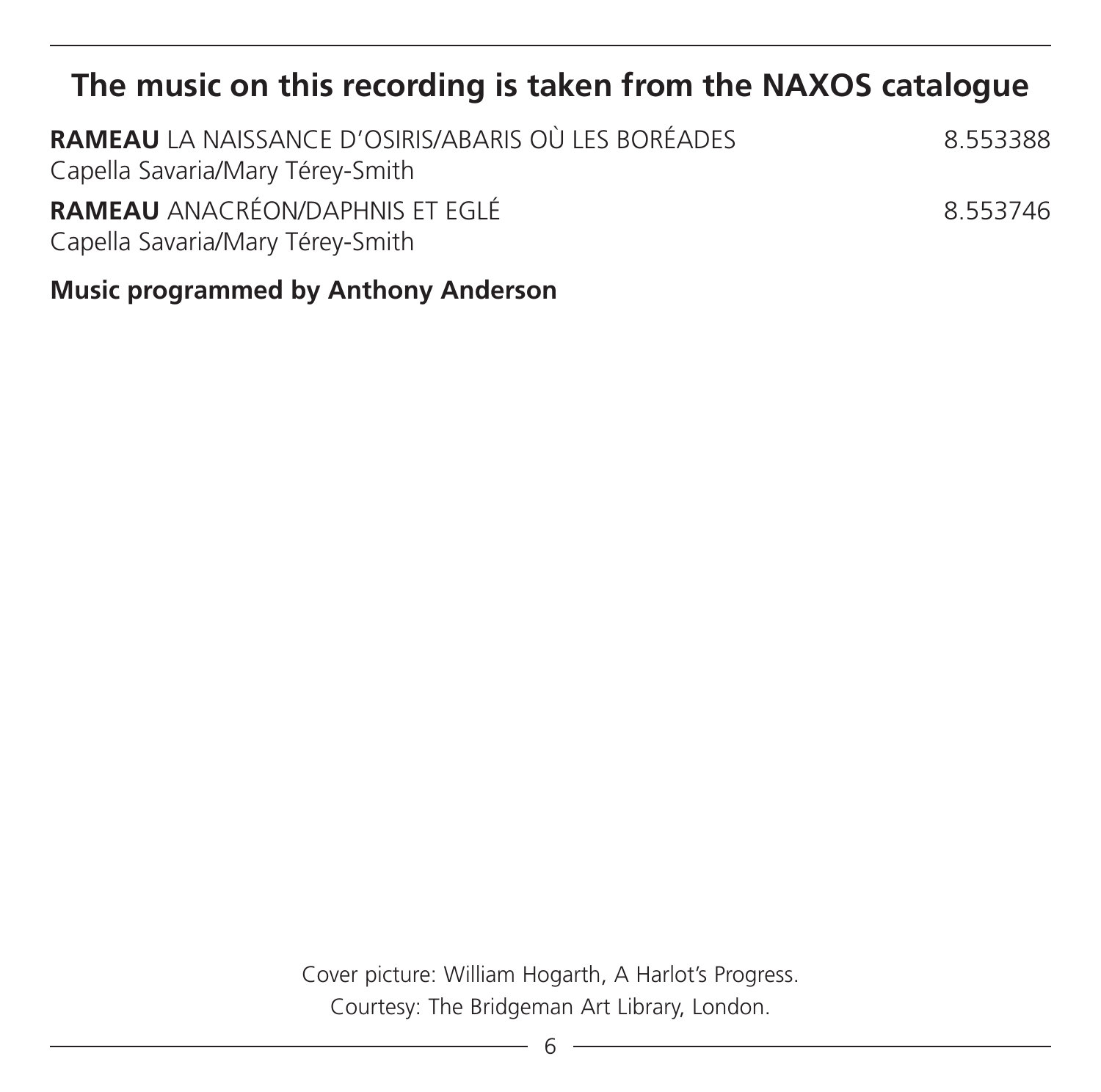## The music on this recording is taken from the NAXOS catalogue

**RAMEAU** LA NAISSANCE D'OSIRIS/ABARIS OÙ LES BORÉADES 8.553388
Capella Savaria/Mary Térey-Smith

**RAMEAU** ANACRÉON/DAPHNIS ET EGLÉ 8.553746
Capella Savaria/Mary Térey-Smith

**Music programmed by Anthony Anderson**

Cover picture: William Hogarth, A Harlot's Progress.
Courtesy: The Bridgeman Art Library, London.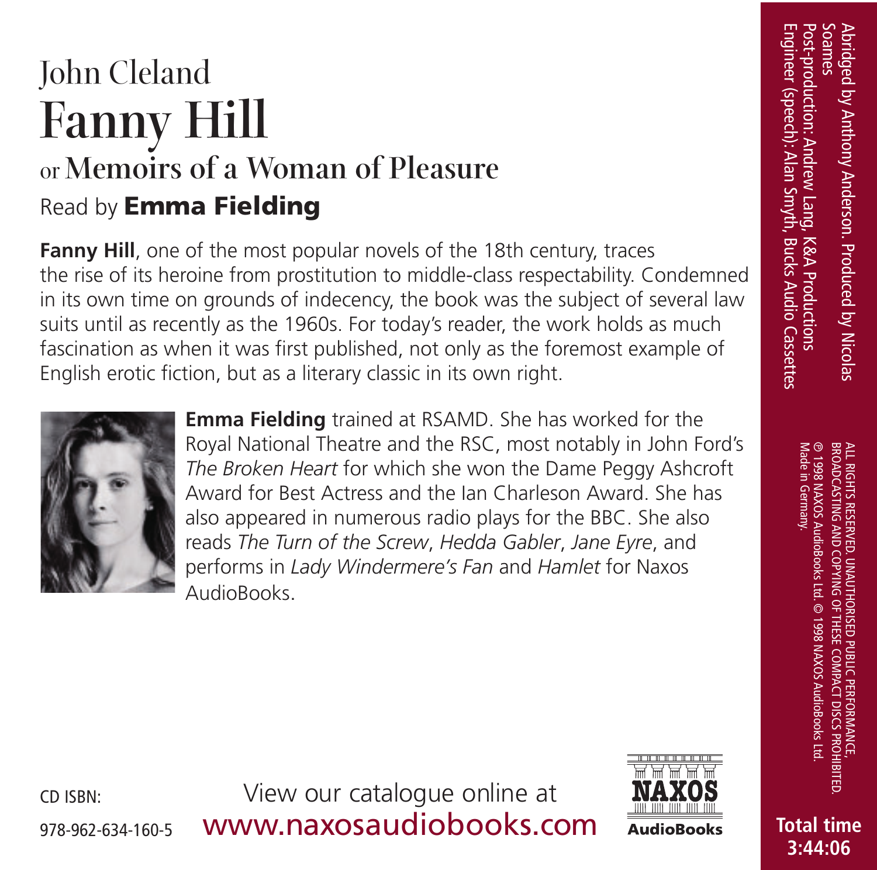John Cleland

# Fanny Hill

## or Memoirs of a Woman of Pleasure

Read by **Emma Fielding**

**Fanny Hill**, one of the most popular novels of the 18th century, traces the rise of its heroine from prostitution to middle-class respectability. Condemned in its own time on grounds of indecency, the book was the subject of several law suits until as recently as the 1960s. For today's reader, the work holds as much fascination as when it was first published, not only as the foremost example of English erotic fiction, but as a literary classic in its own right.

**Emma Fielding** trained at RSAMD. She has worked for the Royal National Theatre and the RSC, most notably in John Ford's *The Broken Heart* for which she won the Dame Peggy Ashcroft Award for Best Actress and the Ian Charleson Award. She has also appeared in numerous radio plays for the BBC. She also reads *The Turn of the Screw*, *Hedda Gabler*, *Jane Eyre*, and performs in *Lady Windermere's Fan* and *Hamlet* for Naxos AudioBooks.

Abridged by Anthony Anderson. Produced by Nicolas Soames
Post-production: Andrew Lang, K&A Productions
Engineer (speech): Alan Smyth, Bucks Audio Cassettes

ALL RIGHTS RESERVED. UNAUTHORISED PUBLIC PERFORMANCE, BROADCASTING AND COPYING OF THESE COMPACT DISCS PROHIBITED.
℗ 1998 NAXOS AudioBooks Ltd. © 1998 NAXOS AudioBooks Ltd.
Made in Germany.

**Total time 3:44:06**

CD ISBN:
978-962-634-160-5

View our catalogue online at
www.naxosaudiobooks.com

NAXOS AudioBooks